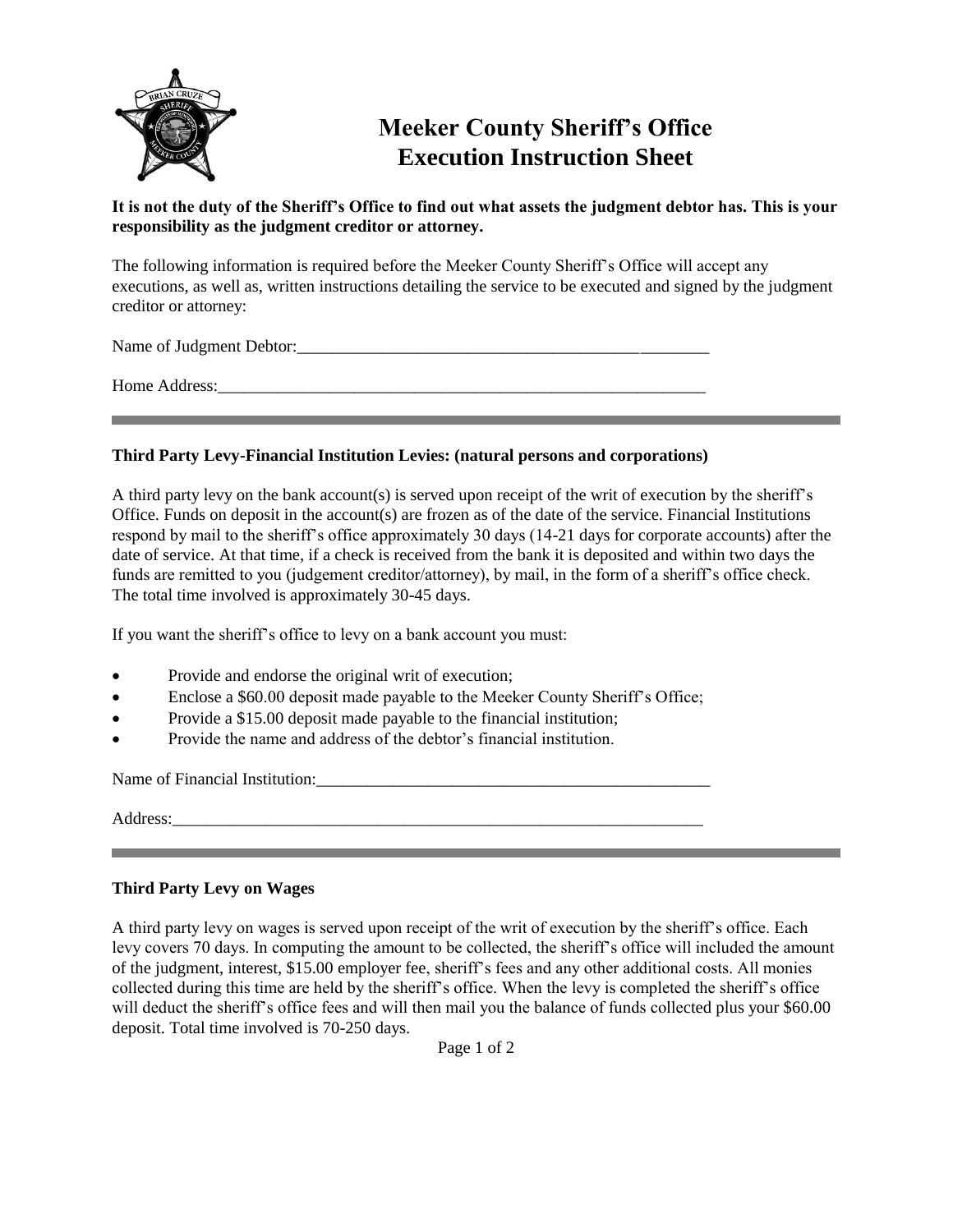# Meeker County Sheriff's Office
# Execution Instruction Sheet

**It is not the duty of the Sheriff's Office to find out what assets the judgment debtor has. This is your responsibility as the judgment creditor or attorney.**

The following information is required before the Meeker County Sheriff's Office will accept any executions, as well as, written instructions detailing the service to be executed and signed by the judgment creditor or attorney:

Name of Judgment Debtor:_______________________________________________

Home Address:_______________________________________________________

---

### Third Party Levy-Financial Institution Levies: (natural persons and corporations)

A third party levy on the bank account(s) is served upon receipt of the writ of execution by the sheriff's Office. Funds on deposit in the account(s) are frozen as of the date of the service. Financial Institutions respond by mail to the sheriff's office approximately 30 days (14-21 days for corporate accounts) after the date of service. At that time, if a check is received from the bank it is deposited and within two days the funds are remitted to you (judgement creditor/attorney), by mail, in the form of a sheriff's office check. The total time involved is approximately 30-45 days.

If you want the sheriff's office to levy on a bank account you must:

- Provide and endorse the original writ of execution;
- Enclose a $60.00 deposit made payable to the Meeker County Sheriff's Office;
- Provide a $15.00 deposit made payable to the financial institution;
- Provide the name and address of the debtor's financial institution.

Name of Financial Institution:_________________________________________

Address:___________________________________________________________

---

### Third Party Levy on Wages

A third party levy on wages is served upon receipt of the writ of execution by the sheriff's office. Each levy covers 70 days. In computing the amount to be collected, the sheriff's office will included the amount of the judgment, interest, $15.00 employer fee, sheriff's fees and any other additional costs. All monies collected during this time are held by the sheriff's office. When the levy is completed the sheriff's office will deduct the sheriff's office fees and will then mail you the balance of funds collected plus your $60.00 deposit. Total time involved is 70-250 days.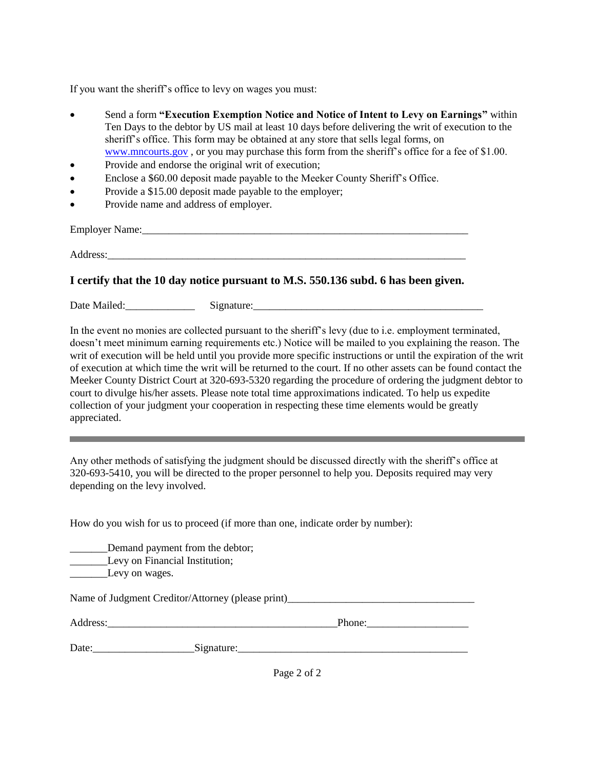If you want the sheriff's office to levy on wages you must:

- Send a form **"Execution Exemption Notice and Notice of Intent to Levy on Earnings"** within Ten Days to the debtor by US mail at least 10 days before delivering the writ of execution to the sheriff's office. This form may be obtained at any store that sells legal forms, on www.mncourts.gov , or you may purchase this form from the sheriff's office for a fee of $1.00.
- Provide and endorse the original writ of execution;
- Enclose a $60.00 deposit made payable to the Meeker County Sheriff's Office.
- Provide a $15.00 deposit made payable to the employer;
- Provide name and address of employer.

Employer Name:_______________________________________________________________

Address:____________________________________________________________________

### I certify that the 10 day notice pursuant to M.S. 550.136 subd. 6 has been given.

Date Mailed:_____________ Signature:____________________________________________

In the event no monies are collected pursuant to the sheriff's levy (due to i.e. employment terminated, doesn't meet minimum earning requirements etc.) Notice will be mailed to you explaining the reason. The writ of execution will be held until you provide more specific instructions or until the expiration of the writ of execution at which time the writ will be returned to the court. If no other assets can be found contact the Meeker County District Court at 320-693-5320 regarding the procedure of ordering the judgment debtor to court to divulge his/her assets. Please note total time approximations indicated. To help us expedite collection of your judgment your cooperation in respecting these time elements would be greatly appreciated.

---

Any other methods of satisfying the judgment should be discussed directly with the sheriff's office at 320-693-5410, you will be directed to the proper personnel to help you. Deposits required may very depending on the levy involved.

How do you wish for us to proceed (if more than one, indicate order by number):

_______Demand payment from the debtor;
_______Levy on Financial Institution;
_______Levy on wages.

Name of Judgment Creditor/Attorney (please print)___________________________________

Address:____________________________________________Phone:___________________

Date:___________________Signature:____________________________________________